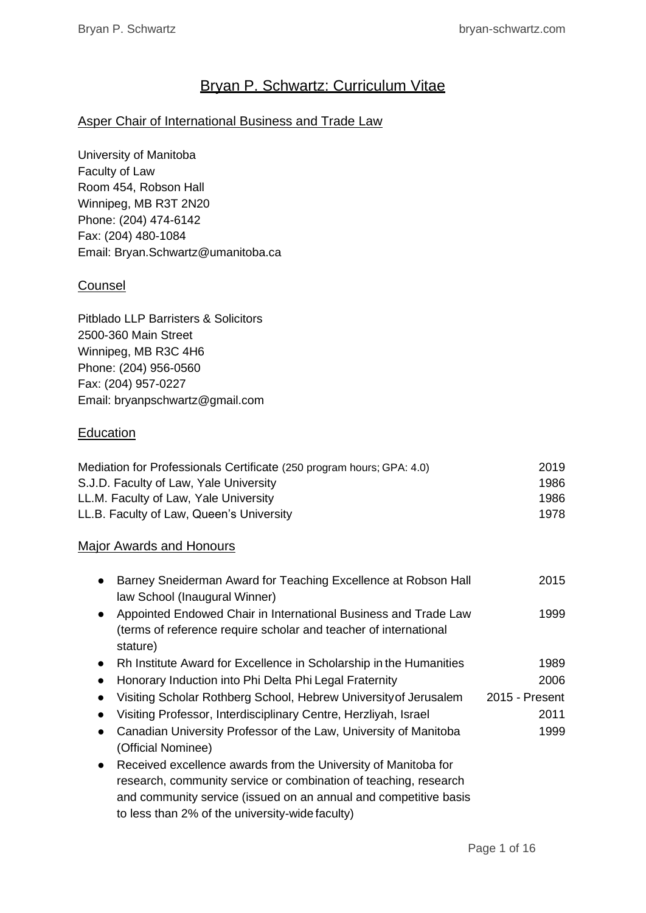# Bryan P. Schwartz: Curriculum Vitae

## Asper Chair of International Business and Trade Law

University of Manitoba
Faculty of Law
Room 454, Robson Hall
Winnipeg, MB R3T 2N20
Phone: (204) 474-6142
Fax: (204) 480-1084
Email: Bryan.Schwartz@umanitoba.ca

## Counsel

Pitblado LLP Barristers & Solicitors
2500-360 Main Street
Winnipeg, MB R3C 4H6
Phone: (204) 956-0560
Fax: (204) 957-0227
Email: bryanpschwartz@gmail.com

## Education

| | |
|---|---|
| Mediation for Professionals Certificate (250 program hours; GPA: 4.0) | 2019 |
| S.J.D. Faculty of Law, Yale University | 1986 |
| LL.M. Faculty of Law, Yale University | 1986 |
| LL.B. Faculty of Law, Queen's University | 1978 |

## Major Awards and Honours

- Barney Sneiderman Award for Teaching Excellence at Robson Hall law School (Inaugural Winner) — 2015
- Appointed Endowed Chair in International Business and Trade Law (terms of reference require scholar and teacher of international stature) — 1999
- Rh Institute Award for Excellence in Scholarship in the Humanities — 1989
- Honorary Induction into Phi Delta Phi Legal Fraternity — 2006
- Visiting Scholar Rothberg School, Hebrew University of Jerusalem — 2015 - Present
- Visiting Professor, Interdisciplinary Centre, Herzliyah, Israel — 2011
- Canadian University Professor of the Law, University of Manitoba (Official Nominee) — 1999
- Received excellence awards from the University of Manitoba for research, community service or combination of teaching, research and community service (issued on an annual and competitive basis to less than 2% of the university-wide faculty)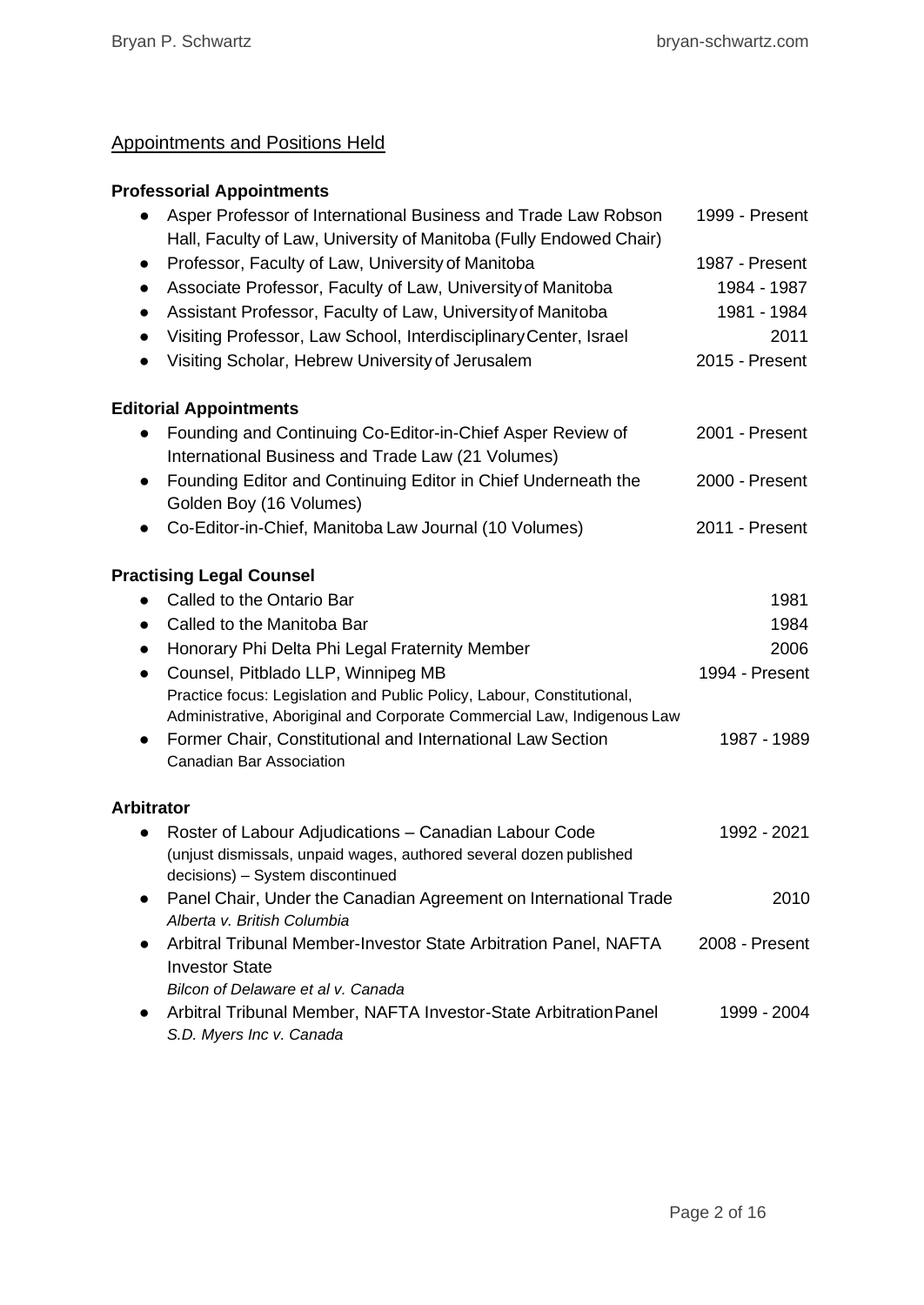## Appointments and Positions Held

### Professorial Appointments

- Asper Professor of International Business and Trade Law Robson Hall, Faculty of Law, University of Manitoba (Fully Endowed Chair) — 1999 - Present
- Professor, Faculty of Law, University of Manitoba — 1987 - Present
- Associate Professor, Faculty of Law, University of Manitoba — 1984 - 1987
- Assistant Professor, Faculty of Law, University of Manitoba — 1981 - 1984
- Visiting Professor, Law School, Interdisciplinary Center, Israel — 2011
- Visiting Scholar, Hebrew University of Jerusalem — 2015 - Present

### Editorial Appointments

- Founding and Continuing Co-Editor-in-Chief Asper Review of International Business and Trade Law (21 Volumes) — 2001 - Present
- Founding Editor and Continuing Editor in Chief Underneath the Golden Boy (16 Volumes) — 2000 - Present
- Co-Editor-in-Chief, Manitoba Law Journal (10 Volumes) — 2011 - Present

### Practising Legal Counsel

- Called to the Ontario Bar — 1981
- Called to the Manitoba Bar — 1984
- Honorary Phi Delta Phi Legal Fraternity Member — 2006
- Counsel, Pitblado LLP, Winnipeg MB — 1994 - Present
  Practice focus: Legislation and Public Policy, Labour, Constitutional, Administrative, Aboriginal and Corporate Commercial Law, Indigenous Law
- Former Chair, Constitutional and International Law Section — 1987 - 1989
  Canadian Bar Association

### Arbitrator

- Roster of Labour Adjudications – Canadian Labour Code — 1992 - 2021
  (unjust dismissals, unpaid wages, authored several dozen published decisions) – System discontinued
- Panel Chair, Under the Canadian Agreement on International Trade — 2010
  *Alberta v. British Columbia*
- Arbitral Tribunal Member-Investor State Arbitration Panel, NAFTA Investor State — 2008 - Present
  *Bilcon of Delaware et al v. Canada*
- Arbitral Tribunal Member, NAFTA Investor-State Arbitration Panel — 1999 - 2004
  *S.D. Myers Inc v. Canada*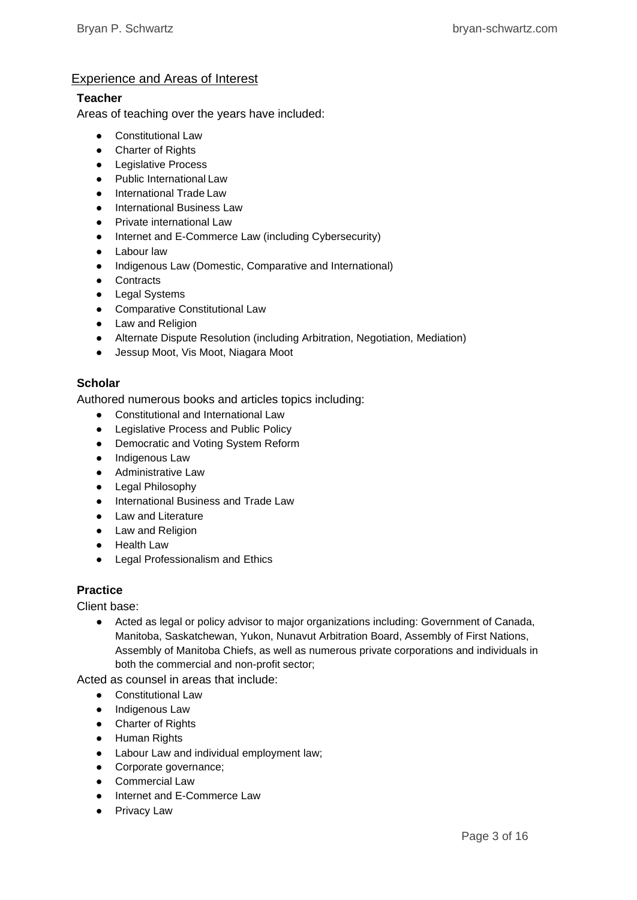## Experience and Areas of Interest

### Teacher

Areas of teaching over the years have included:

- Constitutional Law
- Charter of Rights
- Legislative Process
- Public International Law
- International Trade Law
- International Business Law
- Private international Law
- Internet and E-Commerce Law (including Cybersecurity)
- Labour law
- Indigenous Law (Domestic, Comparative and International)
- Contracts
- Legal Systems
- Comparative Constitutional Law
- Law and Religion
- Alternate Dispute Resolution (including Arbitration, Negotiation, Mediation)
- Jessup Moot, Vis Moot, Niagara Moot

### Scholar

Authored numerous books and articles topics including:

- Constitutional and International Law
- Legislative Process and Public Policy
- Democratic and Voting System Reform
- Indigenous Law
- Administrative Law
- Legal Philosophy
- International Business and Trade Law
- Law and Literature
- Law and Religion
- Health Law
- Legal Professionalism and Ethics

### Practice

Client base:

- Acted as legal or policy advisor to major organizations including: Government of Canada, Manitoba, Saskatchewan, Yukon, Nunavut Arbitration Board, Assembly of First Nations, Assembly of Manitoba Chiefs, as well as numerous private corporations and individuals in both the commercial and non-profit sector;

Acted as counsel in areas that include:

- Constitutional Law
- Indigenous Law
- Charter of Rights
- Human Rights
- Labour Law and individual employment law;
- Corporate governance;
- Commercial Law
- Internet and E-Commerce Law
- Privacy Law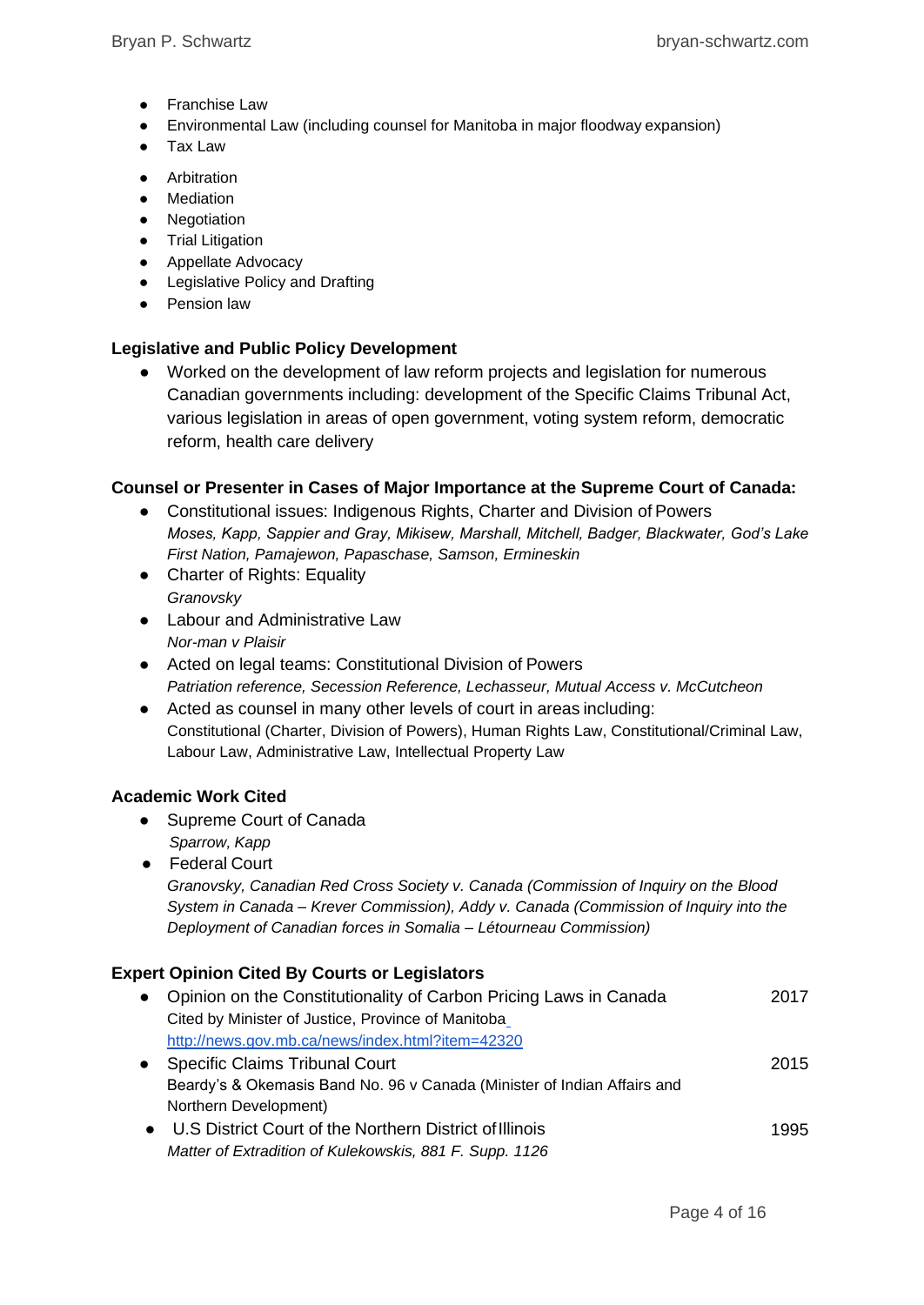- Franchise Law
- Environmental Law (including counsel for Manitoba in major floodway expansion)
- Tax Law
- Arbitration
- Mediation
- Negotiation
- Trial Litigation
- Appellate Advocacy
- Legislative Policy and Drafting
- Pension law

**Legislative and Public Policy Development**

- Worked on the development of law reform projects and legislation for numerous Canadian governments including: development of the Specific Claims Tribunal Act, various legislation in areas of open government, voting system reform, democratic reform, health care delivery

**Counsel or Presenter in Cases of Major Importance at the Supreme Court of Canada:**

- Constitutional issues: Indigenous Rights, Charter and Division of Powers
  *Moses, Kapp, Sappier and Gray, Mikisew, Marshall, Mitchell, Badger, Blackwater, God's Lake First Nation, Pamajewon, Papaschase, Samson, Ermineskin*
- Charter of Rights: Equality
  *Granovsky*
- Labour and Administrative Law
  *Nor-man v Plaisir*
- Acted on legal teams: Constitutional Division of Powers
  *Patriation reference, Secession Reference, Lechasseur, Mutual Access v. McCutcheon*
- Acted as counsel in many other levels of court in areas including:
  Constitutional (Charter, Division of Powers), Human Rights Law, Constitutional/Criminal Law, Labour Law, Administrative Law, Intellectual Property Law

**Academic Work Cited**

- Supreme Court of Canada
  *Sparrow, Kapp*
- Federal Court
  *Granovsky, Canadian Red Cross Society v. Canada (Commission of Inquiry on the Blood System in Canada – Krever Commission), Addy v. Canada (Commission of Inquiry into the Deployment of Canadian forces in Somalia – Létourneau Commission)*

**Expert Opinion Cited By Courts or Legislators**

- Opinion on the Constitutionality of Carbon Pricing Laws in Canada — 2017
  Cited by Minister of Justice, Province of Manitoba
  http://news.gov.mb.ca/news/index.html?item=42320
- Specific Claims Tribunal Court — 2015
  Beardy's & Okemasis Band No. 96 v Canada (Minister of Indian Affairs and Northern Development)
- U.S District Court of the Northern District of Illinois — 1995
  *Matter of Extradition of Kulekowskis, 881 F. Supp. 1126*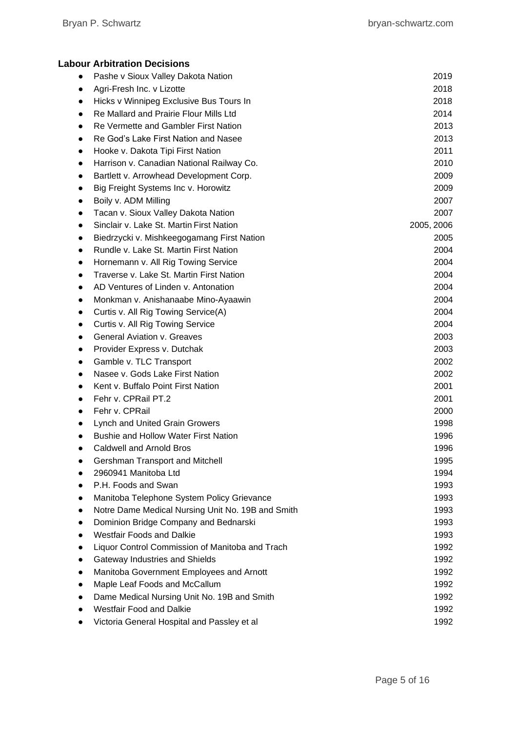**Labour Arbitration Decisions**

| | |
|---|---|
| Pashe v Sioux Valley Dakota Nation | 2019 |
| Agri-Fresh Inc. v Lizotte | 2018 |
| Hicks v Winnipeg Exclusive Bus Tours In | 2018 |
| Re Mallard and Prairie Flour Mills Ltd | 2014 |
| Re Vermette and Gambler First Nation | 2013 |
| Re God's Lake First Nation and Nasee | 2013 |
| Hooke v. Dakota Tipi First Nation | 2011 |
| Harrison v. Canadian National Railway Co. | 2010 |
| Bartlett v. Arrowhead Development Corp. | 2009 |
| Big Freight Systems Inc v. Horowitz | 2009 |
| Boily v. ADM Milling | 2007 |
| Tacan v. Sioux Valley Dakota Nation | 2007 |
| Sinclair v. Lake St. Martin First Nation | 2005, 2006 |
| Biedrzycki v. Mishkeegogamang First Nation | 2005 |
| Rundle v. Lake St. Martin First Nation | 2004 |
| Hornemann v. All Rig Towing Service | 2004 |
| Traverse v. Lake St. Martin First Nation | 2004 |
| AD Ventures of Linden v. Antonation | 2004 |
| Monkman v. Anishanaabe Mino-Ayaawin | 2004 |
| Curtis v. All Rig Towing Service(A) | 2004 |
| Curtis v. All Rig Towing Service | 2004 |
| General Aviation v. Greaves | 2003 |
| Provider Express v. Dutchak | 2003 |
| Gamble v. TLC Transport | 2002 |
| Nasee v. Gods Lake First Nation | 2002 |
| Kent v. Buffalo Point First Nation | 2001 |
| Fehr v. CPRail PT.2 | 2001 |
| Fehr v. CPRail | 2000 |
| Lynch and United Grain Growers | 1998 |
| Bushie and Hollow Water First Nation | 1996 |
| Caldwell and Arnold Bros | 1996 |
| Gershman Transport and Mitchell | 1995 |
| 2960941 Manitoba Ltd | 1994 |
| P.H. Foods and Swan | 1993 |
| Manitoba Telephone System Policy Grievance | 1993 |
| Notre Dame Medical Nursing Unit No. 19B and Smith | 1993 |
| Dominion Bridge Company and Bednarski | 1993 |
| Westfair Foods and Dalkie | 1993 |
| Liquor Control Commission of Manitoba and Trach | 1992 |
| Gateway Industries and Shields | 1992 |
| Manitoba Government Employees and Arnott | 1992 |
| Maple Leaf Foods and McCallum | 1992 |
| Dame Medical Nursing Unit No. 19B and Smith | 1992 |
| Westfair Food and Dalkie | 1992 |
| Victoria General Hospital and Passley et al | 1992 |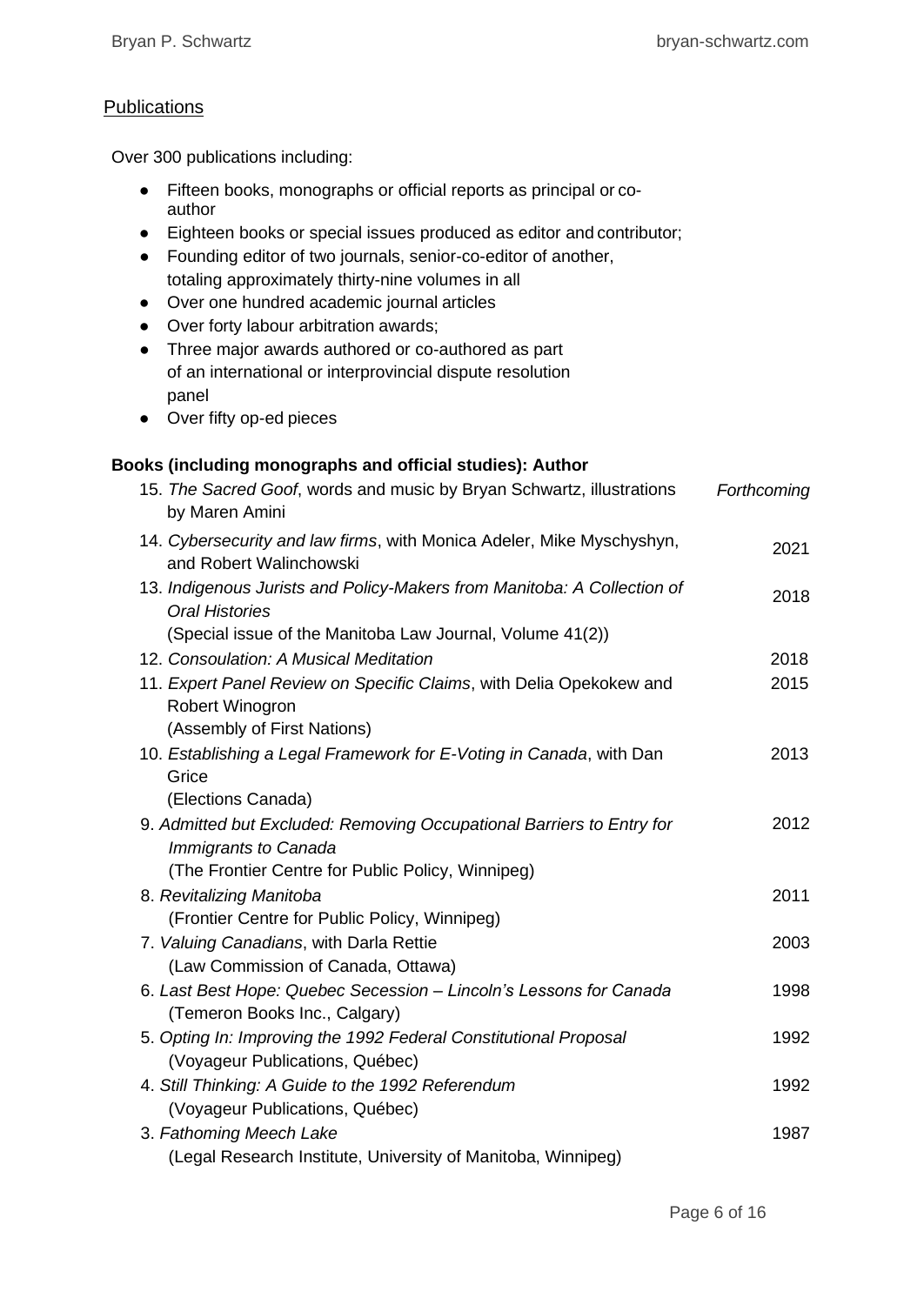## Publications

Over 300 publications including:

- Fifteen books, monographs or official reports as principal or co-author
- Eighteen books or special issues produced as editor and contributor;
- Founding editor of two journals, senior-co-editor of another, totaling approximately thirty-nine volumes in all
- Over one hundred academic journal articles
- Over forty labour arbitration awards;
- Three major awards authored or co-authored as part of an international or interprovincial dispute resolution panel
- Over fifty op-ed pieces

### Books (including monographs and official studies): Author

| | |
|---|---|
| 15. *The Sacred Goof*, words and music by Bryan Schwartz, illustrations by Maren Amini | *Forthcoming* |
| 14. *Cybersecurity and law firms*, with Monica Adeler, Mike Myschyshyn, and Robert Walinchowski | 2021 |
| 13. *Indigenous Jurists and Policy-Makers from Manitoba: A Collection of Oral Histories* (Special issue of the Manitoba Law Journal, Volume 41(2)) | 2018 |
| 12. *Consoulation: A Musical Meditation* | 2018 |
| 11. *Expert Panel Review on Specific Claims*, with Delia Opekokew and Robert Winogron (Assembly of First Nations) | 2015 |
| 10. *Establishing a Legal Framework for E-Voting in Canada*, with Dan Grice (Elections Canada) | 2013 |
| 9. *Admitted but Excluded: Removing Occupational Barriers to Entry for Immigrants to Canada* (The Frontier Centre for Public Policy, Winnipeg) | 2012 |
| 8. *Revitalizing Manitoba* (Frontier Centre for Public Policy, Winnipeg) | 2011 |
| 7. *Valuing Canadians*, with Darla Rettie (Law Commission of Canada, Ottawa) | 2003 |
| 6. *Last Best Hope: Quebec Secession – Lincoln's Lessons for Canada* (Temeron Books Inc., Calgary) | 1998 |
| 5. *Opting In: Improving the 1992 Federal Constitutional Proposal* (Voyageur Publications, Québec) | 1992 |
| 4. *Still Thinking: A Guide to the 1992 Referendum* (Voyageur Publications, Québec) | 1992 |
| 3. *Fathoming Meech Lake* (Legal Research Institute, University of Manitoba, Winnipeg) | 1987 |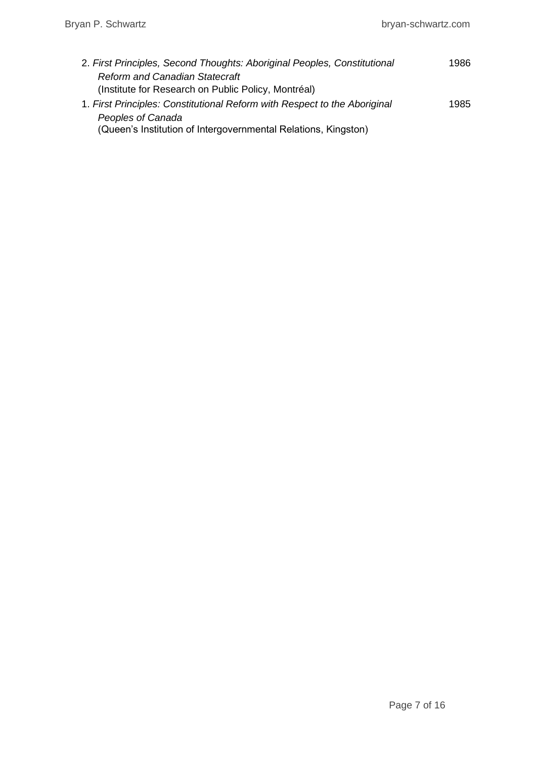2. *First Principles, Second Thoughts: Aboriginal Peoples, Constitutional Reform and Canadian Statecraft* 1986
(Institute for Research on Public Policy, Montréal)

1. *First Principles: Constitutional Reform with Respect to the Aboriginal Peoples of Canada* 1985
(Queen's Institution of Intergovernmental Relations, Kingston)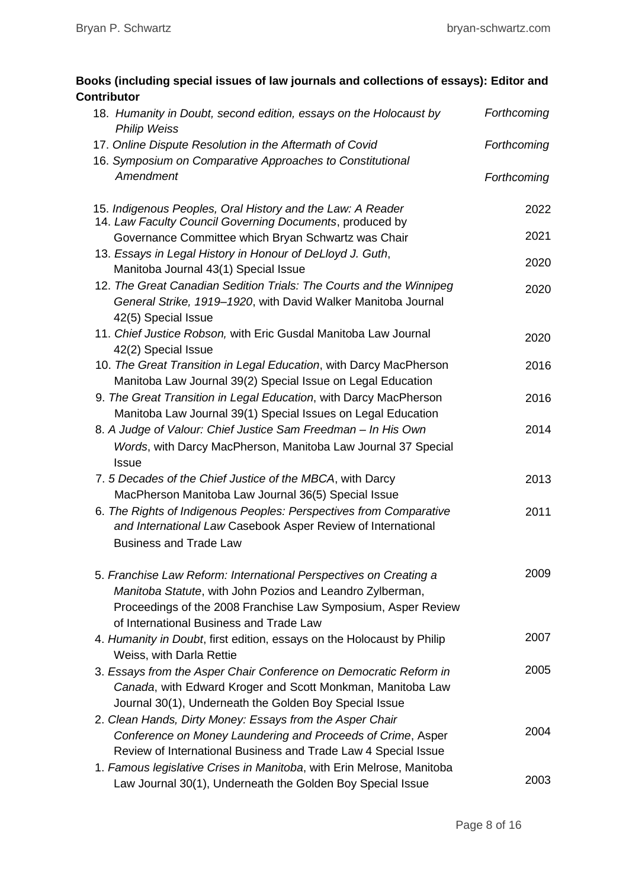**Books (including special issues of law journals and collections of essays): Editor and Contributor**

18. *Humanity in Doubt, second edition, essays on the Holocaust by Philip Weiss* — *Forthcoming*
17. *Online Dispute Resolution in the Aftermath of Covid* — *Forthcoming*
16. *Symposium on Comparative Approaches to Constitutional Amendment* — *Forthcoming*
15. *Indigenous Peoples, Oral History and the Law: A Reader* — 2022
14. *Law Faculty Council Governing Documents*, produced by Governance Committee which Bryan Schwartz was Chair — 2021
13. *Essays in Legal History in Honour of DeLloyd J. Guth*, Manitoba Journal 43(1) Special Issue — 2020
12. *The Great Canadian Sedition Trials: The Courts and the Winnipeg General Strike, 1919–1920*, with David Walker Manitoba Journal 42(5) Special Issue — 2020
11. *Chief Justice Robson,* with Eric Gusdal Manitoba Law Journal 42(2) Special Issue — 2020
10. *The Great Transition in Legal Education*, with Darcy MacPherson Manitoba Law Journal 39(2) Special Issue on Legal Education — 2016
9. *The Great Transition in Legal Education*, with Darcy MacPherson Manitoba Law Journal 39(1) Special Issues on Legal Education — 2016
8. *A Judge of Valour: Chief Justice Sam Freedman – In His Own Words*, with Darcy MacPherson, Manitoba Law Journal 37 Special Issue — 2014
7. *5 Decades of the Chief Justice of the MBCA*, with Darcy MacPherson Manitoba Law Journal 36(5) Special Issue — 2013
6. *The Rights of Indigenous Peoples: Perspectives from Comparative and International Law* Casebook Asper Review of International Business and Trade Law — 2011
5. *Franchise Law Reform: International Perspectives on Creating a Manitoba Statute*, with John Pozios and Leandro Zylberman, Proceedings of the 2008 Franchise Law Symposium, Asper Review of International Business and Trade Law — 2009
4. *Humanity in Doubt*, first edition, essays on the Holocaust by Philip Weiss, with Darla Rettie — 2007
3. *Essays from the Asper Chair Conference on Democratic Reform in Canada*, with Edward Kroger and Scott Monkman, Manitoba Law Journal 30(1), Underneath the Golden Boy Special Issue — 2005
2. *Clean Hands, Dirty Money: Essays from the Asper Chair Conference on Money Laundering and Proceeds of Crime*, Asper Review of International Business and Trade Law 4 Special Issue — 2004
1. *Famous legislative Crises in Manitoba*, with Erin Melrose, Manitoba Law Journal 30(1), Underneath the Golden Boy Special Issue — 2003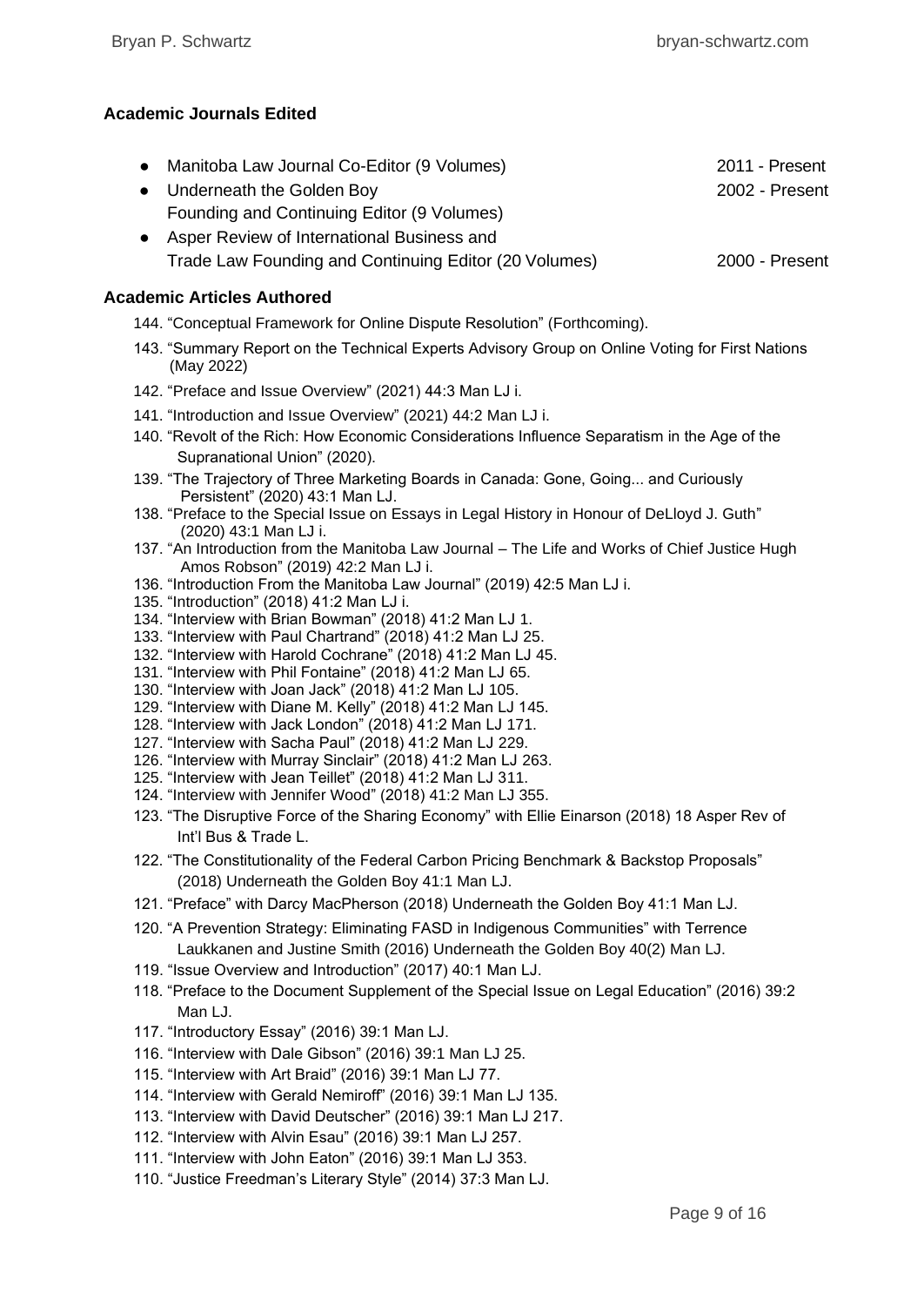### Academic Journals Edited

- Manitoba Law Journal Co-Editor (9 Volumes) 2011 - Present
- Underneath the Golden Boy 2002 - Present
  Founding and Continuing Editor (9 Volumes)
- Asper Review of International Business and
  Trade Law Founding and Continuing Editor (20 Volumes) 2000 - Present

### Academic Articles Authored

144. "Conceptual Framework for Online Dispute Resolution" (Forthcoming).
143. "Summary Report on the Technical Experts Advisory Group on Online Voting for First Nations (May 2022)
142. "Preface and Issue Overview" (2021) 44:3 Man LJ i.
141. "Introduction and Issue Overview" (2021) 44:2 Man LJ i.
140. "Revolt of the Rich: How Economic Considerations Influence Separatism in the Age of the Supranational Union" (2020).
139. "The Trajectory of Three Marketing Boards in Canada: Gone, Going... and Curiously Persistent" (2020) 43:1 Man LJ.
138. "Preface to the Special Issue on Essays in Legal History in Honour of DeLloyd J. Guth" (2020) 43:1 Man LJ i.
137. "An Introduction from the Manitoba Law Journal – The Life and Works of Chief Justice Hugh Amos Robson" (2019) 42:2 Man LJ i.
136. "Introduction From the Manitoba Law Journal" (2019) 42:5 Man LJ i.
135. "Introduction" (2018) 41:2 Man LJ i.
134. "Interview with Brian Bowman" (2018) 41:2 Man LJ 1.
133. "Interview with Paul Chartrand" (2018) 41:2 Man LJ 25.
132. "Interview with Harold Cochrane" (2018) 41:2 Man LJ 45.
131. "Interview with Phil Fontaine" (2018) 41:2 Man LJ 65.
130. "Interview with Joan Jack" (2018) 41:2 Man LJ 105.
129. "Interview with Diane M. Kelly" (2018) 41:2 Man LJ 145.
128. "Interview with Jack London" (2018) 41:2 Man LJ 171.
127. "Interview with Sacha Paul" (2018) 41:2 Man LJ 229.
126. "Interview with Murray Sinclair" (2018) 41:2 Man LJ 263.
125. "Interview with Jean Teillet" (2018) 41:2 Man LJ 311.
124. "Interview with Jennifer Wood" (2018) 41:2 Man LJ 355.
123. "The Disruptive Force of the Sharing Economy" with Ellie Einarson (2018) 18 Asper Rev of Int'l Bus & Trade L.
122. "The Constitutionality of the Federal Carbon Pricing Benchmark & Backstop Proposals" (2018) Underneath the Golden Boy 41:1 Man LJ.
121. "Preface" with Darcy MacPherson (2018) Underneath the Golden Boy 41:1 Man LJ.
120. "A Prevention Strategy: Eliminating FASD in Indigenous Communities" with Terrence Laukkanen and Justine Smith (2016) Underneath the Golden Boy 40(2) Man LJ.
119. "Issue Overview and Introduction" (2017) 40:1 Man LJ.
118. "Preface to the Document Supplement of the Special Issue on Legal Education" (2016) 39:2 Man LJ.
117. "Introductory Essay" (2016) 39:1 Man LJ.
116. "Interview with Dale Gibson" (2016) 39:1 Man LJ 25.
115. "Interview with Art Braid" (2016) 39:1 Man LJ 77.
114. "Interview with Gerald Nemiroff" (2016) 39:1 Man LJ 135.
113. "Interview with David Deutscher" (2016) 39:1 Man LJ 217.
112. "Interview with Alvin Esau" (2016) 39:1 Man LJ 257.
111. "Interview with John Eaton" (2016) 39:1 Man LJ 353.
110. "Justice Freedman's Literary Style" (2014) 37:3 Man LJ.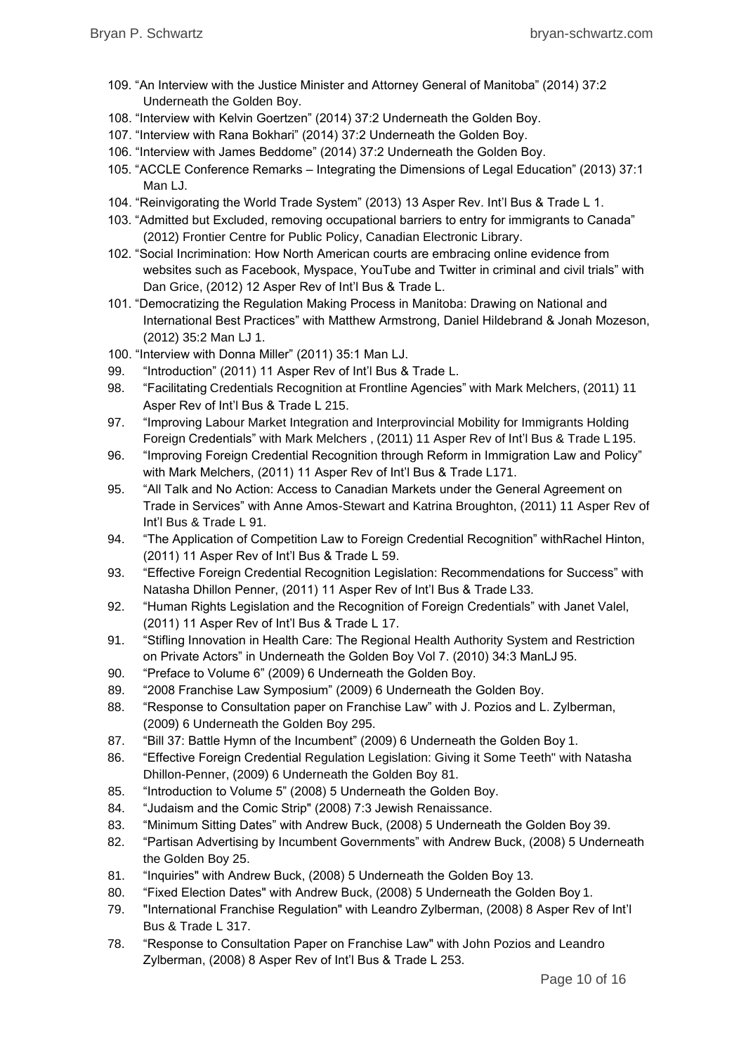109. “An Interview with the Justice Minister and Attorney General of Manitoba” (2014) 37:2 Underneath the Golden Boy.
108. “Interview with Kelvin Goertzen” (2014) 37:2 Underneath the Golden Boy.
107. “Interview with Rana Bokhari” (2014) 37:2 Underneath the Golden Boy.
106. “Interview with James Beddome” (2014) 37:2 Underneath the Golden Boy.
105. “ACCLE Conference Remarks – Integrating the Dimensions of Legal Education” (2013) 37:1 Man LJ.
104. “Reinvigorating the World Trade System” (2013) 13 Asper Rev. Int’l Bus & Trade L 1.
103. “Admitted but Excluded, removing occupational barriers to entry for immigrants to Canada” (2012) Frontier Centre for Public Policy, Canadian Electronic Library.
102. “Social Incrimination: How North American courts are embracing online evidence from websites such as Facebook, Myspace, YouTube and Twitter in criminal and civil trials” with Dan Grice, (2012) 12 Asper Rev of Int’l Bus & Trade L.
101. “Democratizing the Regulation Making Process in Manitoba: Drawing on National and International Best Practices” with Matthew Armstrong, Daniel Hildebrand & Jonah Mozeson, (2012) 35:2 Man LJ 1.
100. “Interview with Donna Miller” (2011) 35:1 Man LJ.
99. “Introduction” (2011) 11 Asper Rev of Int’l Bus & Trade L.
98. “Facilitating Credentials Recognition at Frontline Agencies” with Mark Melchers, (2011) 11 Asper Rev of Int’l Bus & Trade L 215.
97. “Improving Labour Market Integration and Interprovincial Mobility for Immigrants Holding Foreign Credentials” with Mark Melchers , (2011) 11 Asper Rev of Int’l Bus & Trade L 195.
96. “Improving Foreign Credential Recognition through Reform in Immigration Law and Policy” with Mark Melchers, (2011) 11 Asper Rev of Int’l Bus & Trade L171.
95. “All Talk and No Action: Access to Canadian Markets under the General Agreement on Trade in Services” with Anne Amos-Stewart and Katrina Broughton, (2011) 11 Asper Rev of Int’l Bus & Trade L 91.
94. “The Application of Competition Law to Foreign Credential Recognition” withRachel Hinton, (2011) 11 Asper Rev of Int’l Bus & Trade L 59.
93. “Effective Foreign Credential Recognition Legislation: Recommendations for Success” with Natasha Dhillon Penner, (2011) 11 Asper Rev of Int’l Bus & Trade L33.
92. “Human Rights Legislation and the Recognition of Foreign Credentials” with Janet Valel, (2011) 11 Asper Rev of Int’l Bus & Trade L 17.
91. “Stifling Innovation in Health Care: The Regional Health Authority System and Restriction on Private Actors” in Underneath the Golden Boy Vol 7. (2010) 34:3 ManLJ 95.
90. “Preface to Volume 6” (2009) 6 Underneath the Golden Boy.
89. “2008 Franchise Law Symposium” (2009) 6 Underneath the Golden Boy.
88. “Response to Consultation paper on Franchise Law” with J. Pozios and L. Zylberman, (2009) 6 Underneath the Golden Boy 295.
87. “Bill 37: Battle Hymn of the Incumbent” (2009) 6 Underneath the Golden Boy 1.
86. “Effective Foreign Credential Regulation Legislation: Giving it Some Teeth" with Natasha Dhillon-Penner, (2009) 6 Underneath the Golden Boy 81.
85. “Introduction to Volume 5” (2008) 5 Underneath the Golden Boy.
84. “Judaism and the Comic Strip" (2008) 7:3 Jewish Renaissance.
83. “Minimum Sitting Dates” with Andrew Buck, (2008) 5 Underneath the Golden Boy 39.
82. “Partisan Advertising by Incumbent Governments” with Andrew Buck, (2008) 5 Underneath the Golden Boy 25.
81. “Inquiries" with Andrew Buck, (2008) 5 Underneath the Golden Boy 13.
80. “Fixed Election Dates" with Andrew Buck, (2008) 5 Underneath the Golden Boy 1.
79. "International Franchise Regulation" with Leandro Zylberman, (2008) 8 Asper Rev of Int’l Bus & Trade L 317.
78. “Response to Consultation Paper on Franchise Law" with John Pozios and Leandro Zylberman, (2008) 8 Asper Rev of Int’l Bus & Trade L 253.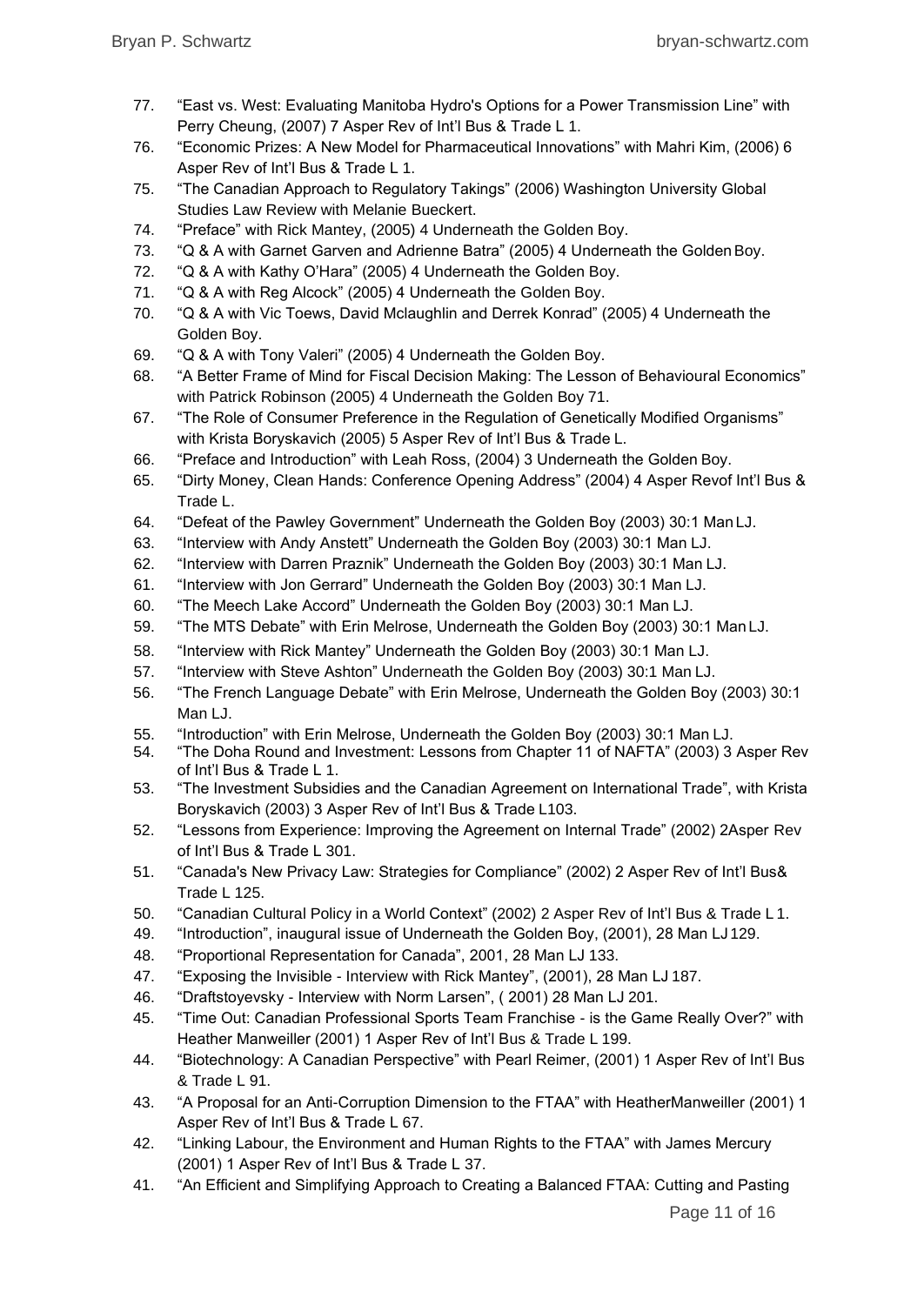77. "East vs. West: Evaluating Manitoba Hydro's Options for a Power Transmission Line" with Perry Cheung, (2007) 7 Asper Rev of Int'l Bus & Trade L 1.
76. "Economic Prizes: A New Model for Pharmaceutical Innovations" with Mahri Kim, (2006) 6 Asper Rev of Int'l Bus & Trade L 1.
75. "The Canadian Approach to Regulatory Takings" (2006) Washington University Global Studies Law Review with Melanie Bueckert.
74. "Preface" with Rick Mantey, (2005) 4 Underneath the Golden Boy.
73. "Q & A with Garnet Garven and Adrienne Batra" (2005) 4 Underneath the Golden Boy.
72. "Q & A with Kathy O'Hara" (2005) 4 Underneath the Golden Boy.
71. "Q & A with Reg Alcock" (2005) 4 Underneath the Golden Boy.
70. "Q & A with Vic Toews, David Mclaughlin and Derrek Konrad" (2005) 4 Underneath the Golden Boy.
69. "Q & A with Tony Valeri" (2005) 4 Underneath the Golden Boy.
68. "A Better Frame of Mind for Fiscal Decision Making: The Lesson of Behavioural Economics" with Patrick Robinson (2005) 4 Underneath the Golden Boy 71.
67. "The Role of Consumer Preference in the Regulation of Genetically Modified Organisms" with Krista Boryskavich (2005) 5 Asper Rev of Int'l Bus & Trade L.
66. "Preface and Introduction" with Leah Ross, (2004) 3 Underneath the Golden Boy.
65. "Dirty Money, Clean Hands: Conference Opening Address" (2004) 4 Asper Revof Int'l Bus & Trade L.
64. "Defeat of the Pawley Government" Underneath the Golden Boy (2003) 30:1 Man LJ.
63. "Interview with Andy Anstett" Underneath the Golden Boy (2003) 30:1 Man LJ.
62. "Interview with Darren Praznik" Underneath the Golden Boy (2003) 30:1 Man LJ.
61. "Interview with Jon Gerrard" Underneath the Golden Boy (2003) 30:1 Man LJ.
60. "The Meech Lake Accord" Underneath the Golden Boy (2003) 30:1 Man LJ.
59. "The MTS Debate" with Erin Melrose, Underneath the Golden Boy (2003) 30:1 Man LJ.
58. "Interview with Rick Mantey" Underneath the Golden Boy (2003) 30:1 Man LJ.
57. "Interview with Steve Ashton" Underneath the Golden Boy (2003) 30:1 Man LJ.
56. "The French Language Debate" with Erin Melrose, Underneath the Golden Boy (2003) 30:1 Man LJ.
55. "Introduction" with Erin Melrose, Underneath the Golden Boy (2003) 30:1 Man LJ.
54. "The Doha Round and Investment: Lessons from Chapter 11 of NAFTA" (2003) 3 Asper Rev of Int'l Bus & Trade L 1.
53. "The Investment Subsidies and the Canadian Agreement on International Trade", with Krista Boryskavich (2003) 3 Asper Rev of Int'l Bus & Trade L103.
52. "Lessons from Experience: Improving the Agreement on Internal Trade" (2002) 2Asper Rev of Int'l Bus & Trade L 301.
51. "Canada's New Privacy Law: Strategies for Compliance" (2002) 2 Asper Rev of Int'l Bus& Trade L 125.
50. "Canadian Cultural Policy in a World Context" (2002) 2 Asper Rev of Int'l Bus & Trade L 1.
49. "Introduction", inaugural issue of Underneath the Golden Boy, (2001), 28 Man LJ 129.
48. "Proportional Representation for Canada", 2001, 28 Man LJ 133.
47. "Exposing the Invisible - Interview with Rick Mantey", (2001), 28 Man LJ 187.
46. "Draftstoyevsky - Interview with Norm Larsen", ( 2001) 28 Man LJ 201.
45. "Time Out: Canadian Professional Sports Team Franchise - is the Game Really Over?" with Heather Manweiller (2001) 1 Asper Rev of Int'l Bus & Trade L 199.
44. "Biotechnology: A Canadian Perspective" with Pearl Reimer, (2001) 1 Asper Rev of Int'l Bus & Trade L 91.
43. "A Proposal for an Anti-Corruption Dimension to the FTAA" with HeatherManweiller (2001) 1 Asper Rev of Int'l Bus & Trade L 67.
42. "Linking Labour, the Environment and Human Rights to the FTAA" with James Mercury (2001) 1 Asper Rev of Int'l Bus & Trade L 37.
41. "An Efficient and Simplifying Approach to Creating a Balanced FTAA: Cutting and Pasting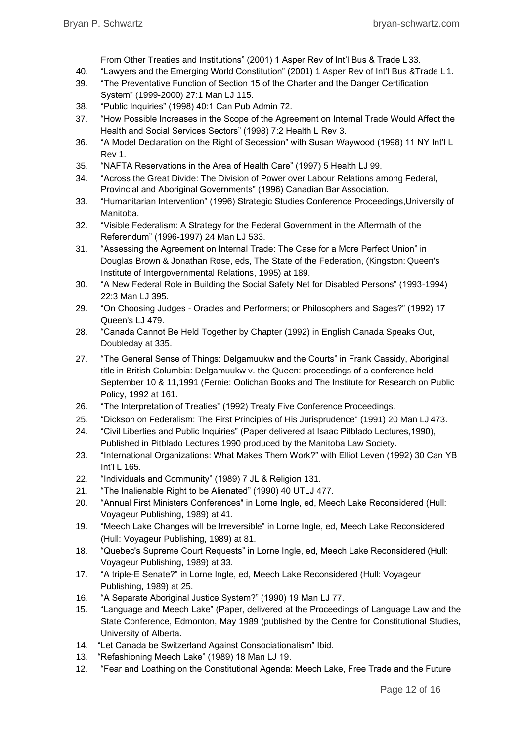From Other Treaties and Institutions" (2001) 1 Asper Rev of Int'l Bus & Trade L 33.

40. "Lawyers and the Emerging World Constitution" (2001) 1 Asper Rev of Int'l Bus &Trade L 1.
39. "The Preventative Function of Section 15 of the Charter and the Danger Certification System" (1999-2000) 27:1 Man LJ 115.
38. "Public Inquiries" (1998) 40:1 Can Pub Admin 72.
37. "How Possible Increases in the Scope of the Agreement on Internal Trade Would Affect the Health and Social Services Sectors" (1998) 7:2 Health L Rev 3.
36. "A Model Declaration on the Right of Secession" with Susan Waywood (1998) 11 NY Int'l L Rev 1.
35. "NAFTA Reservations in the Area of Health Care" (1997) 5 Health LJ 99.
34. "Across the Great Divide: The Division of Power over Labour Relations among Federal, Provincial and Aboriginal Governments" (1996) Canadian Bar Association.
33. "Humanitarian Intervention" (1996) Strategic Studies Conference Proceedings,University of Manitoba.
32. "Visible Federalism: A Strategy for the Federal Government in the Aftermath of the Referendum" (1996-1997) 24 Man LJ 533.
31. "Assessing the Agreement on Internal Trade: The Case for a More Perfect Union" in Douglas Brown & Jonathan Rose, eds, The State of the Federation, (Kingston: Queen's Institute of Intergovernmental Relations, 1995) at 189.
30. "A New Federal Role in Building the Social Safety Net for Disabled Persons" (1993-1994) 22:3 Man LJ 395.
29. "On Choosing Judges - Oracles and Performers; or Philosophers and Sages?" (1992) 17 Queen's LJ 479.
28. "Canada Cannot Be Held Together by Chapter (1992) in English Canada Speaks Out, Doubleday at 335.
27. "The General Sense of Things: Delgamuukw and the Courts" in Frank Cassidy, Aboriginal title in British Columbia: Delgamuukw v. the Queen: proceedings of a conference held September 10 & 11,1991 (Fernie: Oolichan Books and The Institute for Research on Public Policy, 1992 at 161.
26. "The Interpretation of Treaties" (1992) Treaty Five Conference Proceedings.
25. "Dickson on Federalism: The First Principles of His Jurisprudence" (1991) 20 Man LJ 473.
24. "Civil Liberties and Public Inquiries" (Paper delivered at Isaac Pitblado Lectures,1990), Published in Pitblado Lectures 1990 produced by the Manitoba Law Society.
23. "International Organizations: What Makes Them Work?" with Elliot Leven (1992) 30 Can YB Int'l L 165.
22. "Individuals and Community" (1989) 7 JL & Religion 131.
21. "The Inalienable Right to be Alienated" (1990) 40 UTLJ 477.
20. "Annual First Ministers Conferences" in Lorne Ingle, ed, Meech Lake Reconsidered (Hull: Voyageur Publishing, 1989) at 41.
19. "Meech Lake Changes will be Irreversible" in Lorne Ingle, ed, Meech Lake Reconsidered (Hull: Voyageur Publishing, 1989) at 81.
18. "Quebec's Supreme Court Requests" in Lorne Ingle, ed, Meech Lake Reconsidered (Hull: Voyageur Publishing, 1989) at 33.
17. "A triple-E Senate?" in Lorne Ingle, ed, Meech Lake Reconsidered (Hull: Voyageur Publishing, 1989) at 25.
16. "A Separate Aboriginal Justice System?" (1990) 19 Man LJ 77.
15. "Language and Meech Lake" (Paper, delivered at the Proceedings of Language Law and the State Conference, Edmonton, May 1989 (published by the Centre for Constitutional Studies, University of Alberta.
14. "Let Canada be Switzerland Against Consociationalism" Ibid.
13. "Refashioning Meech Lake" (1989) 18 Man LJ 19.
12. "Fear and Loathing on the Constitutional Agenda: Meech Lake, Free Trade and the Future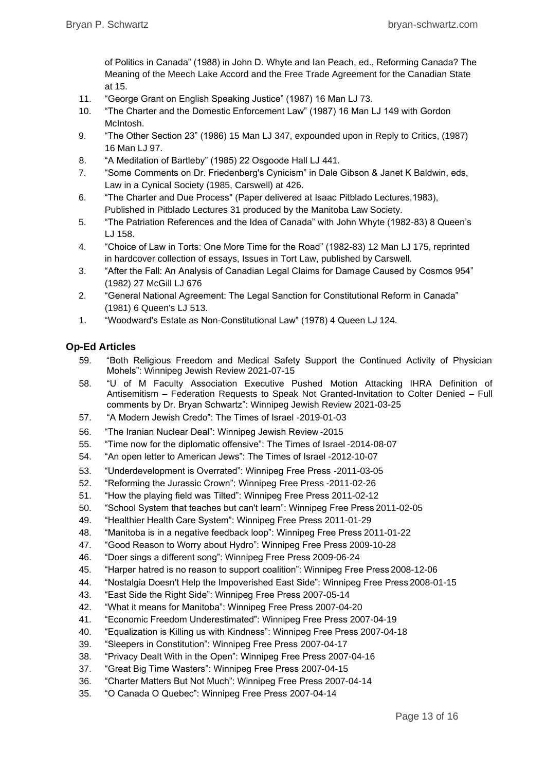of Politics in Canada" (1988) in John D. Whyte and Ian Peach, ed., Reforming Canada? The Meaning of the Meech Lake Accord and the Free Trade Agreement for the Canadian State at 15.

11. "George Grant on English Speaking Justice" (1987) 16 Man LJ 73.
10. "The Charter and the Domestic Enforcement Law" (1987) 16 Man LJ 149 with Gordon McIntosh.
9. "The Other Section 23" (1986) 15 Man LJ 347, expounded upon in Reply to Critics, (1987) 16 Man LJ 97.
8. "A Meditation of Bartleby" (1985) 22 Osgoode Hall LJ 441.
7. "Some Comments on Dr. Friedenberg's Cynicism" in Dale Gibson & Janet K Baldwin, eds, Law in a Cynical Society (1985, Carswell) at 426.
6. "The Charter and Due Process" (Paper delivered at Isaac Pitblado Lectures,1983), Published in Pitblado Lectures 31 produced by the Manitoba Law Society.
5. "The Patriation References and the Idea of Canada" with John Whyte (1982-83) 8 Queen's LJ 158.
4. "Choice of Law in Torts: One More Time for the Road" (1982-83) 12 Man LJ 175, reprinted in hardcover collection of essays, Issues in Tort Law, published by Carswell.
3. "After the Fall: An Analysis of Canadian Legal Claims for Damage Caused by Cosmos 954" (1982) 27 McGill LJ 676
2. "General National Agreement: The Legal Sanction for Constitutional Reform in Canada" (1981) 6 Queen's LJ 513.
1. "Woodward's Estate as Non-Constitutional Law" (1978) 4 Queen LJ 124.

## Op-Ed Articles

59. "Both Religious Freedom and Medical Safety Support the Continued Activity of Physician Mohels": Winnipeg Jewish Review 2021-07-15
58. "U of M Faculty Association Executive Pushed Motion Attacking IHRA Definition of Antisemitism – Federation Requests to Speak Not Granted-Invitation to Colter Denied – Full comments by Dr. Bryan Schwartz": Winnipeg Jewish Review 2021-03-25
57. "A Modern Jewish Credo": The Times of Israel -2019-01-03
56. "The Iranian Nuclear Deal": Winnipeg Jewish Review -2015
55. "Time now for the diplomatic offensive": The Times of Israel -2014-08-07
54. "An open letter to American Jews": The Times of Israel -2012-10-07
53. "Underdevelopment is Overrated": Winnipeg Free Press -2011-03-05
52. "Reforming the Jurassic Crown": Winnipeg Free Press -2011-02-26
51. "How the playing field was Tilted": Winnipeg Free Press 2011-02-12
50. "School System that teaches but can't learn": Winnipeg Free Press 2011-02-05
49. "Healthier Health Care System": Winnipeg Free Press 2011-01-29
48. "Manitoba is in a negative feedback loop": Winnipeg Free Press 2011-01-22
47. "Good Reason to Worry about Hydro": Winnipeg Free Press 2009-10-28
46. "Doer sings a different song": Winnipeg Free Press 2009-06-24
45. "Harper hatred is no reason to support coalition": Winnipeg Free Press 2008-12-06
44. "Nostalgia Doesn't Help the Impoverished East Side": Winnipeg Free Press 2008-01-15
43. "East Side the Right Side": Winnipeg Free Press 2007-05-14
42. "What it means for Manitoba": Winnipeg Free Press 2007-04-20
41. "Economic Freedom Underestimated": Winnipeg Free Press 2007-04-19
40. "Equalization is Killing us with Kindness": Winnipeg Free Press 2007-04-18
39. "Sleepers in Constitution": Winnipeg Free Press 2007-04-17
38. "Privacy Dealt With in the Open": Winnipeg Free Press 2007-04-16
37. "Great Big Time Wasters": Winnipeg Free Press 2007-04-15
36. "Charter Matters But Not Much": Winnipeg Free Press 2007-04-14
35. "O Canada O Quebec": Winnipeg Free Press 2007-04-14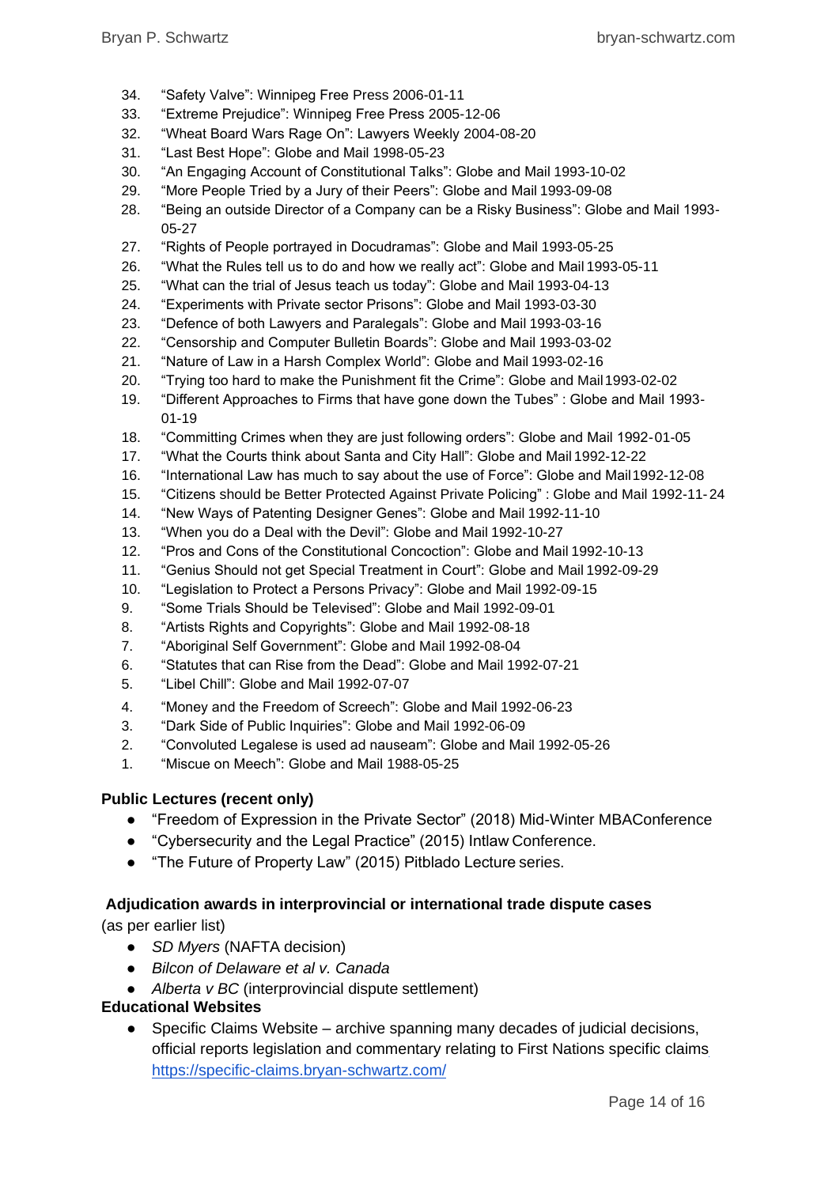34. "Safety Valve": Winnipeg Free Press 2006-01-11
33. "Extreme Prejudice": Winnipeg Free Press 2005-12-06
32. "Wheat Board Wars Rage On": Lawyers Weekly 2004-08-20
31. "Last Best Hope": Globe and Mail 1998-05-23
30. "An Engaging Account of Constitutional Talks": Globe and Mail 1993-10-02
29. "More People Tried by a Jury of their Peers": Globe and Mail 1993-09-08
28. "Being an outside Director of a Company can be a Risky Business": Globe and Mail 1993-05-27
27. "Rights of People portrayed in Docudramas": Globe and Mail 1993-05-25
26. "What the Rules tell us to do and how we really act": Globe and Mail 1993-05-11
25. "What can the trial of Jesus teach us today": Globe and Mail 1993-04-13
24. "Experiments with Private sector Prisons": Globe and Mail 1993-03-30
23. "Defence of both Lawyers and Paralegals": Globe and Mail 1993-03-16
22. "Censorship and Computer Bulletin Boards": Globe and Mail 1993-03-02
21. "Nature of Law in a Harsh Complex World": Globe and Mail 1993-02-16
20. "Trying too hard to make the Punishment fit the Crime": Globe and Mail 1993-02-02
19. "Different Approaches to Firms that have gone down the Tubes" : Globe and Mail 1993-01-19
18. "Committing Crimes when they are just following orders": Globe and Mail 1992-01-05
17. "What the Courts think about Santa and City Hall": Globe and Mail 1992-12-22
16. "International Law has much to say about the use of Force": Globe and Mail 1992-12-08
15. "Citizens should be Better Protected Against Private Policing" : Globe and Mail 1992-11-24
14. "New Ways of Patenting Designer Genes": Globe and Mail 1992-11-10
13. "When you do a Deal with the Devil": Globe and Mail 1992-10-27
12. "Pros and Cons of the Constitutional Concoction": Globe and Mail 1992-10-13
11. "Genius Should not get Special Treatment in Court": Globe and Mail 1992-09-29
10. "Legislation to Protect a Persons Privacy": Globe and Mail 1992-09-15
9. "Some Trials Should be Televised": Globe and Mail 1992-09-01
8. "Artists Rights and Copyrights": Globe and Mail 1992-08-18
7. "Aboriginal Self Government": Globe and Mail 1992-08-04
6. "Statutes that can Rise from the Dead": Globe and Mail 1992-07-21
5. "Libel Chill": Globe and Mail 1992-07-07
4. "Money and the Freedom of Screech": Globe and Mail 1992-06-23
3. "Dark Side of Public Inquiries": Globe and Mail 1992-06-09
2. "Convoluted Legalese is used ad nauseam": Globe and Mail 1992-05-26
1. "Miscue on Meech": Globe and Mail 1988-05-25

**Public Lectures (recent only)**

- "Freedom of Expression in the Private Sector" (2018) Mid-Winter MBAConference
- "Cybersecurity and the Legal Practice" (2015) Intlaw Conference.
- "The Future of Property Law" (2015) Pitblado Lecture series.

**Adjudication awards in interprovincial or international trade dispute cases**

(as per earlier list)

- *SD Myers* (NAFTA decision)
- *Bilcon of Delaware et al v. Canada*
- *Alberta v BC* (interprovincial dispute settlement)

**Educational Websites**

- Specific Claims Website – archive spanning many decades of judicial decisions, official reports legislation and commentary relating to First Nations specific claims https://specific-claims.bryan-schwartz.com/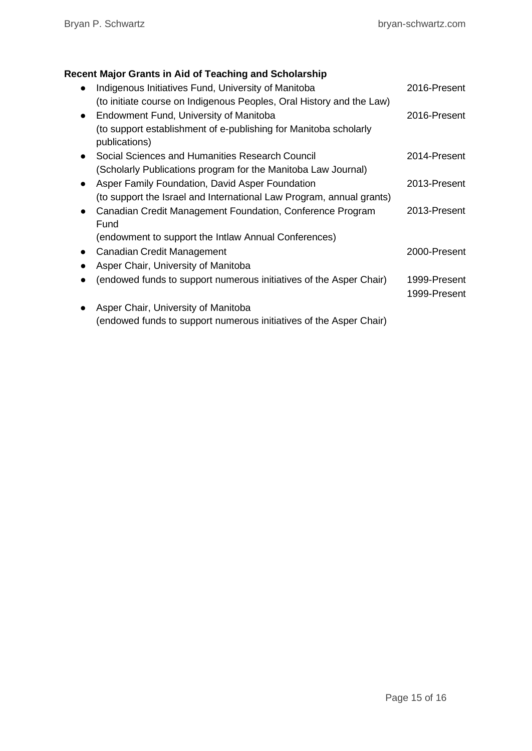**Recent Major Grants in Aid of Teaching and Scholarship**

- Indigenous Initiatives Fund, University of Manitoba 2016-Present
  (to initiate course on Indigenous Peoples, Oral History and the Law)
- Endowment Fund, University of Manitoba 2016-Present
  (to support establishment of e-publishing for Manitoba scholarly publications)
- Social Sciences and Humanities Research Council 2014-Present
  (Scholarly Publications program for the Manitoba Law Journal)
- Asper Family Foundation, David Asper Foundation 2013-Present
  (to support the Israel and International Law Program, annual grants)
- Canadian Credit Management Foundation, Conference Program Fund 2013-Present
  (endowment to support the Intlaw Annual Conferences)
- Canadian Credit Management 2000-Present
- Asper Chair, University of Manitoba
- (endowed funds to support numerous initiatives of the Asper Chair) 1999-Present
  1999-Present
- Asper Chair, University of Manitoba
  (endowed funds to support numerous initiatives of the Asper Chair)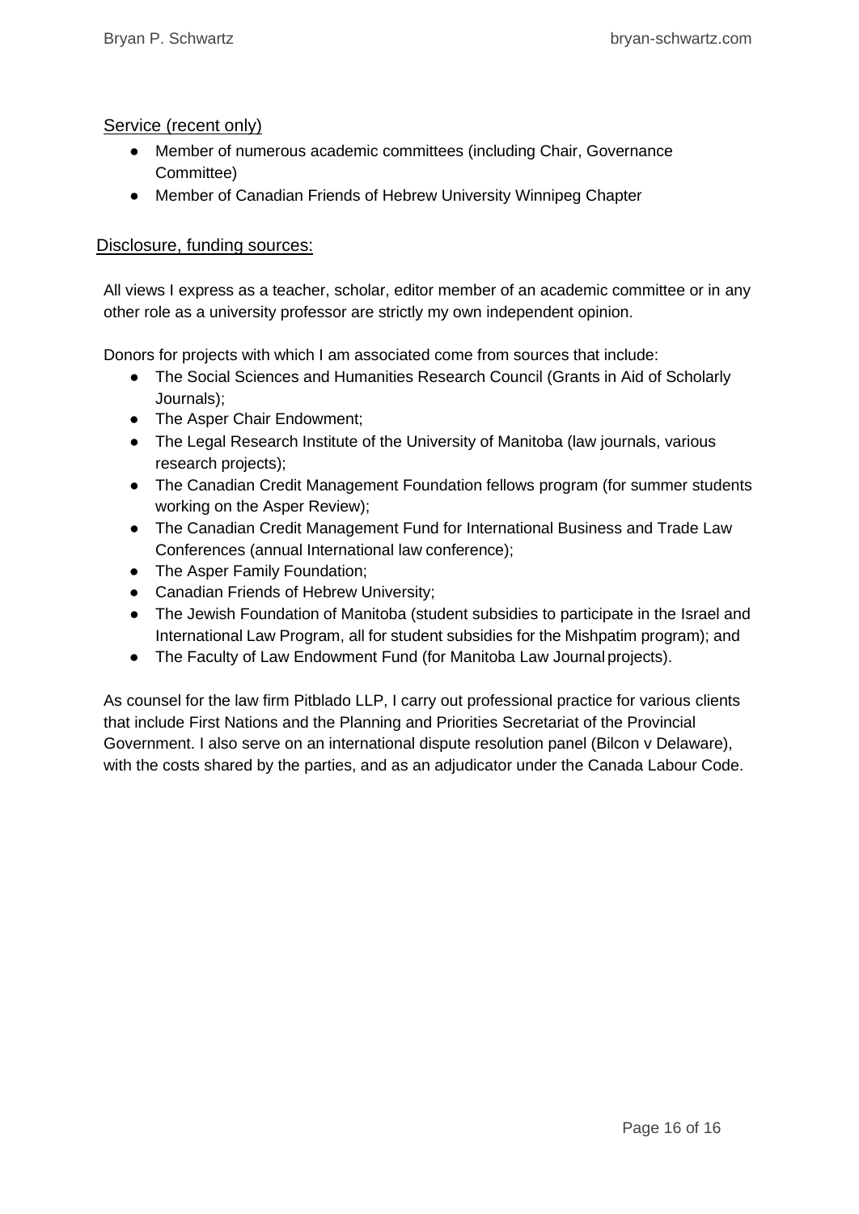## Service (recent only)

- Member of numerous academic committees (including Chair, Governance Committee)
- Member of Canadian Friends of Hebrew University Winnipeg Chapter

## Disclosure, funding sources:

All views I express as a teacher, scholar, editor member of an academic committee or in any other role as a university professor are strictly my own independent opinion.

Donors for projects with which I am associated come from sources that include:

- The Social Sciences and Humanities Research Council (Grants in Aid of Scholarly Journals);
- The Asper Chair Endowment;
- The Legal Research Institute of the University of Manitoba (law journals, various research projects);
- The Canadian Credit Management Foundation fellows program (for summer students working on the Asper Review);
- The Canadian Credit Management Fund for International Business and Trade Law Conferences (annual International law conference);
- The Asper Family Foundation;
- Canadian Friends of Hebrew University;
- The Jewish Foundation of Manitoba (student subsidies to participate in the Israel and International Law Program, all for student subsidies for the Mishpatim program); and
- The Faculty of Law Endowment Fund (for Manitoba Law Journal projects).

As counsel for the law firm Pitblado LLP, I carry out professional practice for various clients that include First Nations and the Planning and Priorities Secretariat of the Provincial Government. I also serve on an international dispute resolution panel (Bilcon v Delaware), with the costs shared by the parties, and as an adjudicator under the Canada Labour Code.